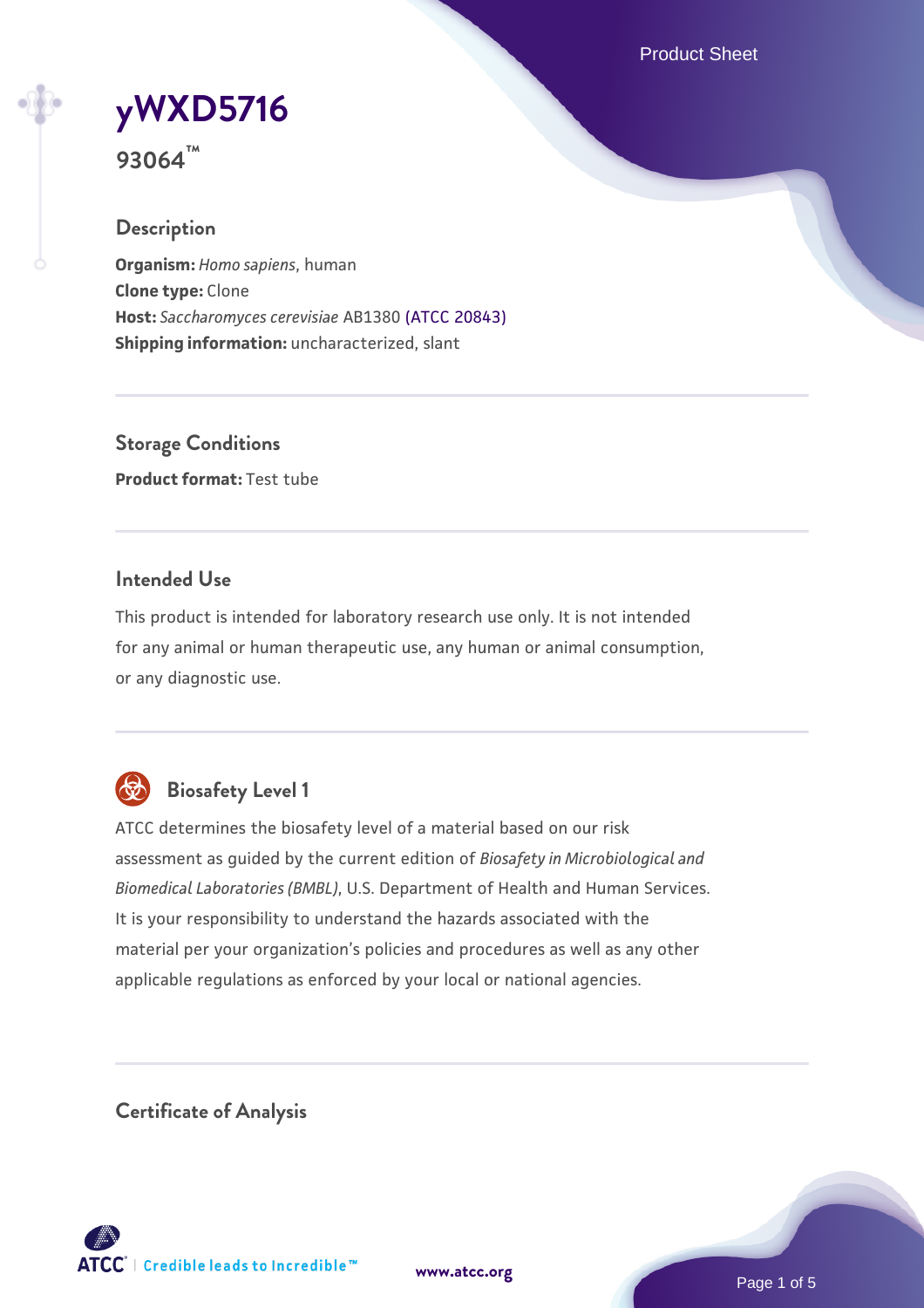# yWXD5716

**93064™**

## Description

**Organism:** *Homo sapiens*, human
**Clone type:** Clone
**Host:** *Saccharomyces cerevisiae* AB1380 (ATCC 20843)
**Shipping information:** uncharacterized, slant

## Storage Conditions

**Product format:** Test tube

## Intended Use

This product is intended for laboratory research use only. It is not intended for any animal or human therapeutic use, any human or animal consumption, or any diagnostic use.

## Biosafety Level 1

ATCC determines the biosafety level of a material based on our risk assessment as guided by the current edition of *Biosafety in Microbiological and Biomedical Laboratories (BMBL)*, U.S. Department of Health and Human Services. It is your responsibility to understand the hazards associated with the material per your organization's policies and procedures as well as any other applicable regulations as enforced by your local or national agencies.

## Certificate of Analysis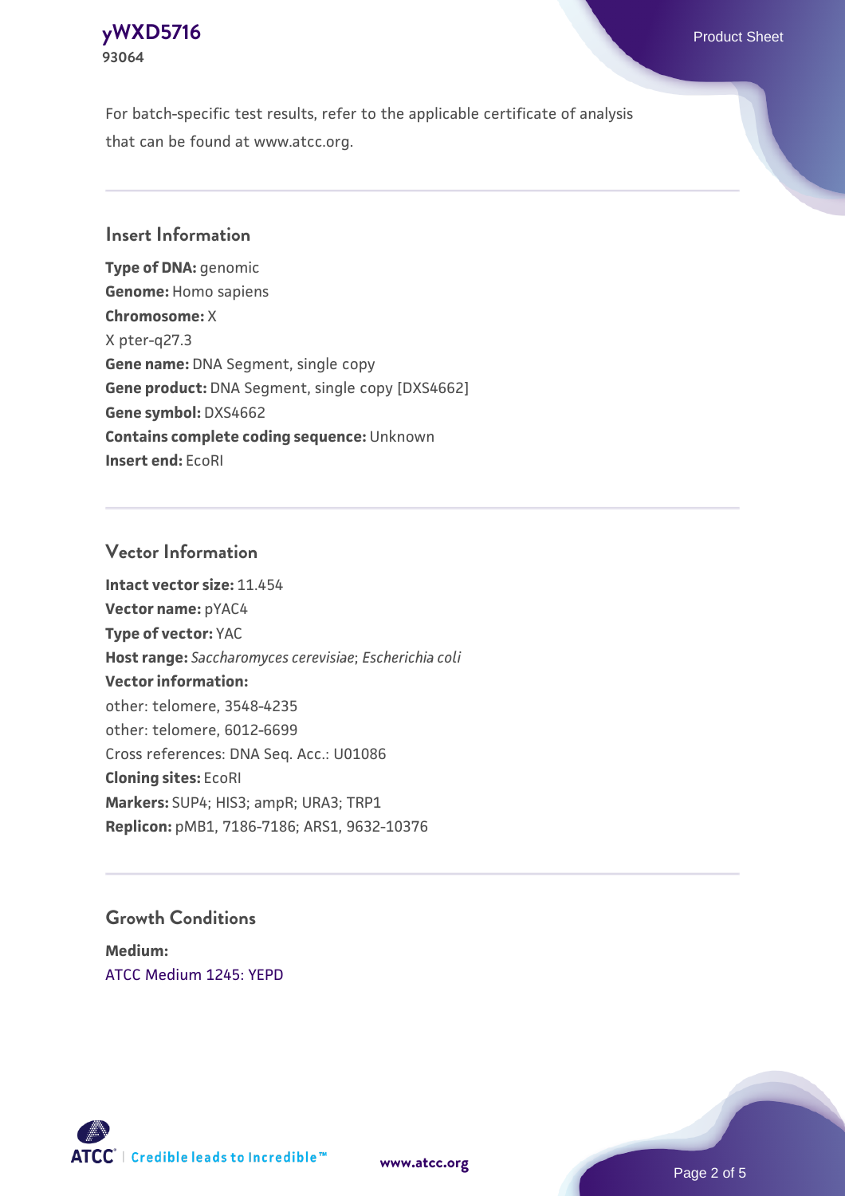For batch-specific test results, refer to the applicable certificate of analysis that can be found at www.atcc.org.

## Insert Information

**Type of DNA:** genomic
**Genome:** Homo sapiens
**Chromosome:** X
X pter-q27.3
**Gene name:** DNA Segment, single copy
**Gene product:** DNA Segment, single copy [DXS4662]
**Gene symbol:** DXS4662
**Contains complete coding sequence:** Unknown
**Insert end:** EcoRI

## Vector Information

**Intact vector size:** 11.454
**Vector name:** pYAC4
**Type of vector:** YAC
**Host range:** *Saccharomyces cerevisiae*; *Escherichia coli*
**Vector information:**
other: telomere, 3548-4235
other: telomere, 6012-6699
Cross references: DNA Seq. Acc.: U01086
**Cloning sites:** EcoRI
**Markers:** SUP4; HIS3; ampR; URA3; TRP1
**Replicon:** pMB1, 7186-7186; ARS1, 9632-10376

## Growth Conditions

**Medium:**
ATCC Medium 1245: YEPD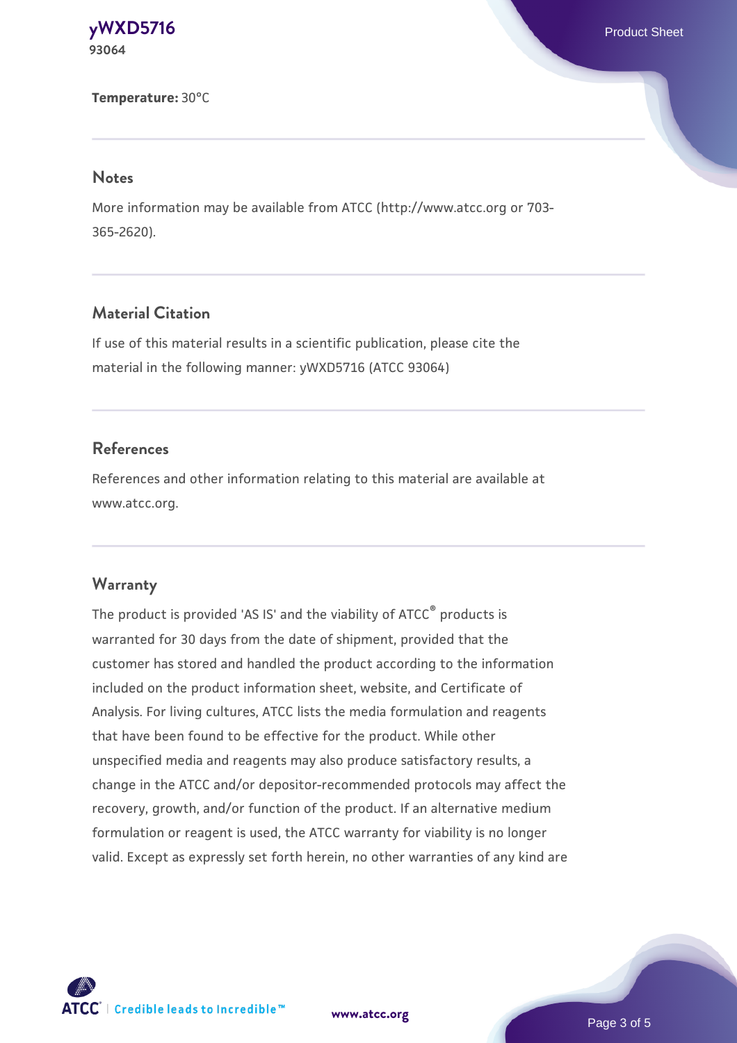**Temperature:** 30°C

## Notes

More information may be available from ATCC (http://www.atcc.org or 703-365-2620).

## Material Citation

If use of this material results in a scientific publication, please cite the material in the following manner: yWXD5716 (ATCC 93064)

## References

References and other information relating to this material are available at www.atcc.org.

## Warranty

The product is provided 'AS IS' and the viability of ATCC® products is warranted for 30 days from the date of shipment, provided that the customer has stored and handled the product according to the information included on the product information sheet, website, and Certificate of Analysis. For living cultures, ATCC lists the media formulation and reagents that have been found to be effective for the product. While other unspecified media and reagents may also produce satisfactory results, a change in the ATCC and/or depositor-recommended protocols may affect the recovery, growth, and/or function of the product. If an alternative medium formulation or reagent is used, the ATCC warranty for viability is no longer valid. Except as expressly set forth herein, no other warranties of any kind are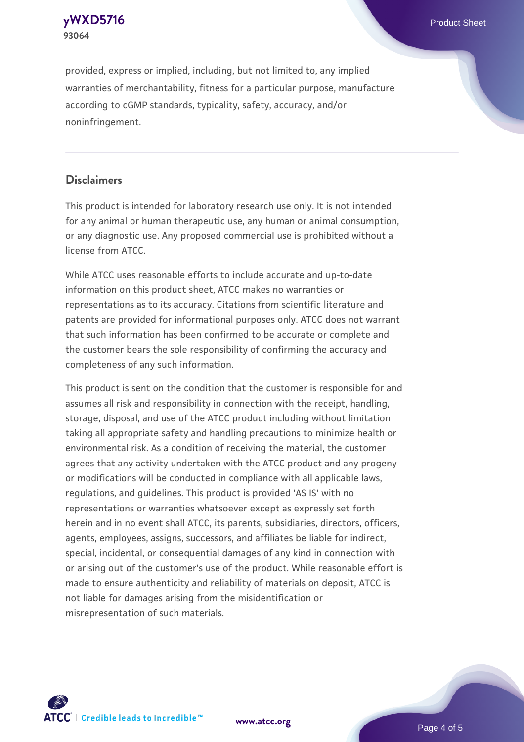provided, express or implied, including, but not limited to, any implied warranties of merchantability, fitness for a particular purpose, manufacture according to cGMP standards, typicality, safety, accuracy, and/or noninfringement.

## Disclaimers

This product is intended for laboratory research use only. It is not intended for any animal or human therapeutic use, any human or animal consumption, or any diagnostic use. Any proposed commercial use is prohibited without a license from ATCC.

While ATCC uses reasonable efforts to include accurate and up-to-date information on this product sheet, ATCC makes no warranties or representations as to its accuracy. Citations from scientific literature and patents are provided for informational purposes only. ATCC does not warrant that such information has been confirmed to be accurate or complete and the customer bears the sole responsibility of confirming the accuracy and completeness of any such information.

This product is sent on the condition that the customer is responsible for and assumes all risk and responsibility in connection with the receipt, handling, storage, disposal, and use of the ATCC product including without limitation taking all appropriate safety and handling precautions to minimize health or environmental risk. As a condition of receiving the material, the customer agrees that any activity undertaken with the ATCC product and any progeny or modifications will be conducted in compliance with all applicable laws, regulations, and guidelines. This product is provided 'AS IS' with no representations or warranties whatsoever except as expressly set forth herein and in no event shall ATCC, its parents, subsidiaries, directors, officers, agents, employees, assigns, successors, and affiliates be liable for indirect, special, incidental, or consequential damages of any kind in connection with or arising out of the customer's use of the product. While reasonable effort is made to ensure authenticity and reliability of materials on deposit, ATCC is not liable for damages arising from the misidentification or misrepresentation of such materials.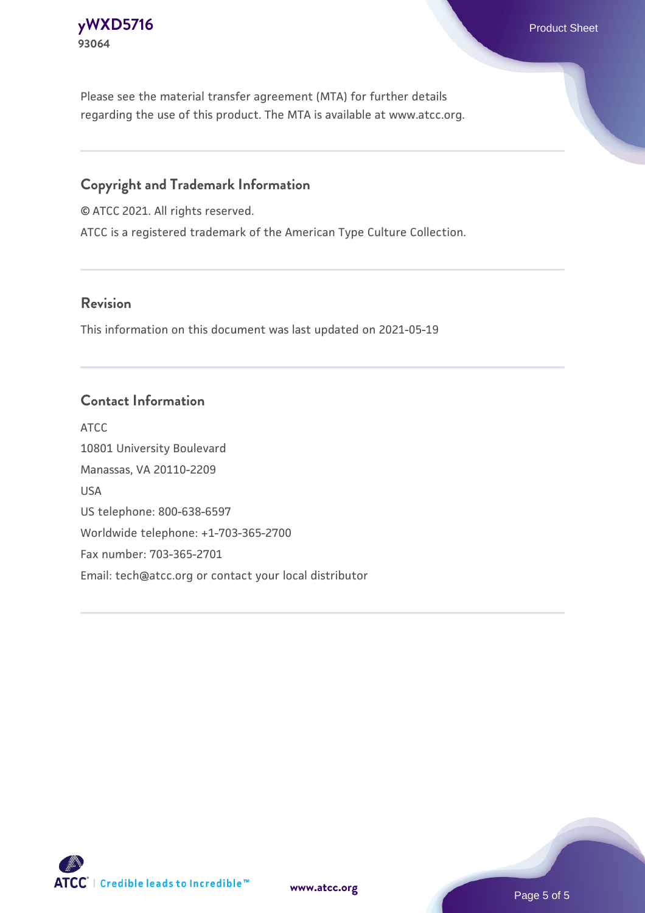Please see the material transfer agreement (MTA) for further details regarding the use of this product. The MTA is available at www.atcc.org.

## Copyright and Trademark Information

© ATCC 2021. All rights reserved.

ATCC is a registered trademark of the American Type Culture Collection.

## Revision

This information on this document was last updated on 2021-05-19

## Contact Information

ATCC
10801 University Boulevard
Manassas, VA 20110-2209
USA
US telephone: 800-638-6597
Worldwide telephone: +1-703-365-2700
Fax number: 703-365-2701
Email: tech@atcc.org or contact your local distributor